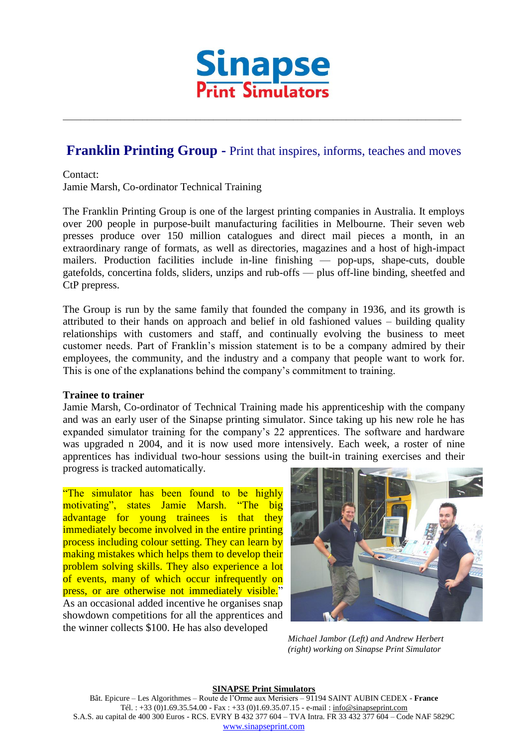# Sinapse Print Simulators

## Franklin Printing Group - Print that inspires, informs, teaches and moves

Contact:
Jamie Marsh, Co-ordinator Technical Training

The Franklin Printing Group is one of the largest printing companies in Australia. It employs over 200 people in purpose-built manufacturing facilities in Melbourne. Their seven web presses produce over 150 million catalogues and direct mail pieces a month, in an extraordinary range of formats, as well as directories, magazines and a host of high-impact mailers. Production facilities include in-line finishing — pop-ups, shape-cuts, double gatefolds, concertina folds, sliders, unzips and rub-offs — plus off-line binding, sheetfed and CtP prepress.

The Group is run by the same family that founded the company in 1936, and its growth is attributed to their hands on approach and belief in old fashioned values – building quality relationships with customers and staff, and continually evolving the business to meet customer needs. Part of Franklin's mission statement is to be a company admired by their employees, the community, and the industry and a company that people want to work for. This is one of the explanations behind the company's commitment to training.

**Trainee to trainer**

Jamie Marsh, Co-ordinator of Technical Training made his apprenticeship with the company and was an early user of the Sinapse printing simulator. Since taking up his new role he has expanded simulator training for the company's 22 apprentices. The software and hardware was upgraded n 2004, and it is now used more intensively. Each week, a roster of nine apprentices has individual two-hour sessions using the built-in training exercises and their progress is tracked automatically.

"The simulator has been found to be highly motivating", states Jamie Marsh. "The big advantage for young trainees is that they immediately become involved in the entire printing process including colour setting. They can learn by making mistakes which helps them to develop their problem solving skills. They also experience a lot of events, many of which occur infrequently on press, or are otherwise not immediately visible." As an occasional added incentive he organises snap showdown competitions for all the apprentices and the winner collects $100. He has also developed

*Michael Jambor (Left) and Andrew Herbert (right) working on Sinapse Print Simulator*

**SINAPSE Print Simulators**
Bât. Epicure – Les Algorithmes – Route de l'Orme aux Merisiers – 91194 SAINT AUBIN CEDEX - **France**
Tél. : +33 (0)1.69.35.54.00 - Fax : +33 (0)1.69.35.07.15 - e-mail : info@sinapseprint.com
S.A.S. au capital de 400 300 Euros - RCS. EVRY B 432 377 604 – TVA Intra. FR 33 432 377 604 – Code NAF 5829C
www.sinapseprint.com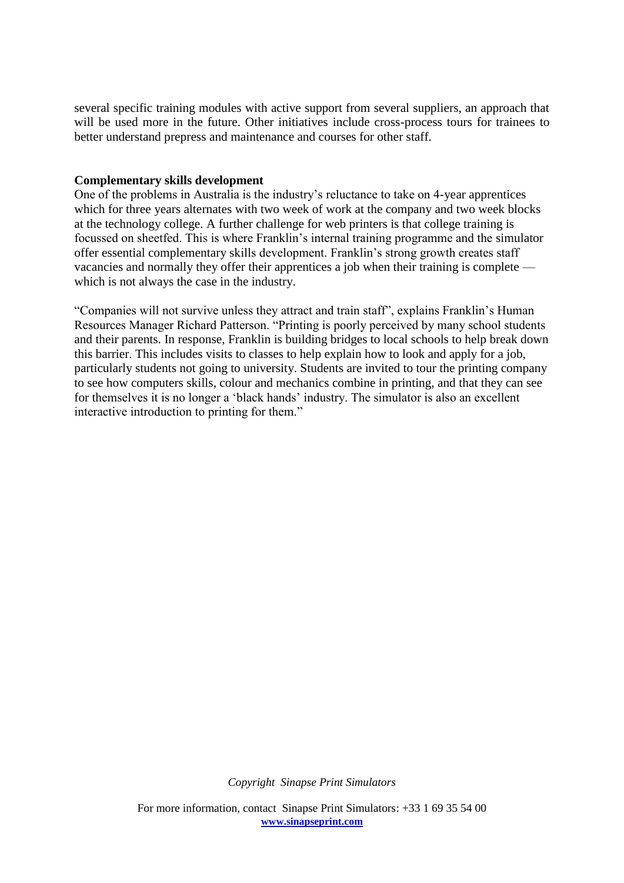several specific training modules with active support from several suppliers, an approach that will be used more in the future. Other initiatives include cross-process tours for trainees to better understand prepress and maintenance and courses for other staff.

**Complementary skills development**

One of the problems in Australia is the industry's reluctance to take on 4-year apprentices which for three years alternates with two week of work at the company and two week blocks at the technology college. A further challenge for web printers is that college training is focussed on sheetfed. This is where Franklin's internal training programme and the simulator offer essential complementary skills development. Franklin's strong growth creates staff vacancies and normally they offer their apprentices a job when their training is complete — which is not always the case in the industry.

"Companies will not survive unless they attract and train staff", explains Franklin's Human Resources Manager Richard Patterson. "Printing is poorly perceived by many school students and their parents. In response, Franklin is building bridges to local schools to help break down this barrier. This includes visits to classes to help explain how to look and apply for a job, particularly students not going to university. Students are invited to tour the printing company to see how computers skills, colour and mechanics combine in printing, and that they can see for themselves it is no longer a 'black hands' industry. The simulator is also an excellent interactive introduction to printing for them."

*Copyright Sinapse Print Simulators*

For more information, contact Sinapse Print Simulators: +33 1 69 35 54 00
**www.sinapseprint.com**